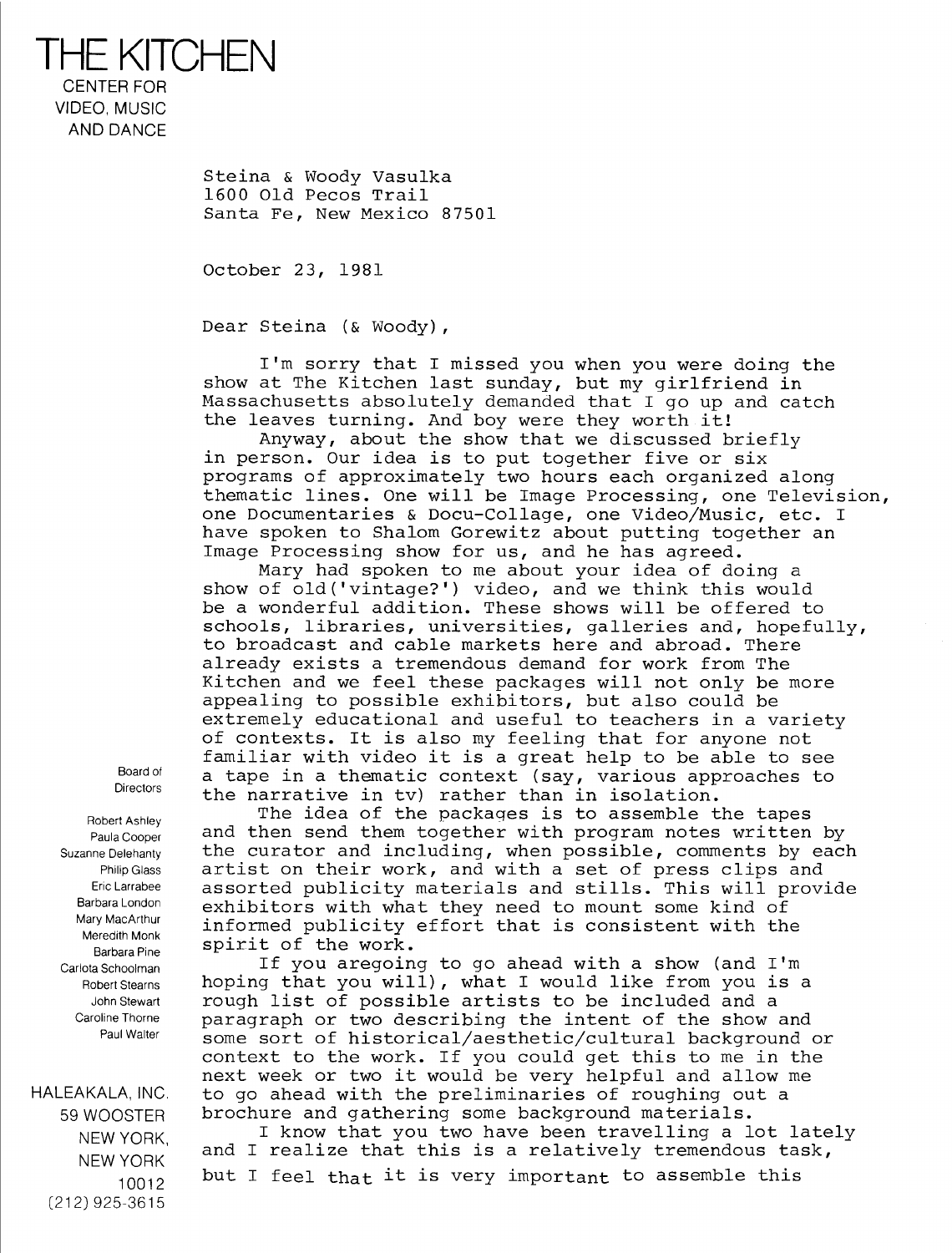# THE KITCHEN

CENTER FOR
VIDEO, MUSIC
AND DANCE

Steina & Woody Vasulka
1600 Old Pecos Trail
Santa Fe, New Mexico 87501

October 23, 1981

Dear Steina (& Woody),

I'm sorry that I missed you when you were doing the show at The Kitchen last sunday, but my girlfriend in Massachusetts absolutely demanded that I go up and catch the leaves turning. And boy were they worth it!

Anyway, about the show that we discussed briefly in person. Our idea is to put together five or six programs of approximately two hours each organized along thematic lines. One will be Image Processing, one Television, one Documentaries & Docu-Collage, one Video/Music, etc. I have spoken to Shalom Gorewitz about putting together an Image Processing show for us, and he has agreed.

Mary had spoken to me about your idea of doing a show of old('vintage?') video, and we think this would be a wonderful addition. These shows will be offered to schools, libraries, universities, galleries and, hopefully, to broadcast and cable markets here and abroad. There already exists a tremendous demand for work from The Kitchen and we feel these packages will not only be more appealing to possible exhibitors, but also could be extremely educational and useful to teachers in a variety of contexts. It is also my feeling that for anyone not familiar with video it is a great help to be able to see a tape in a thematic context (say, various approaches to the narrative in tv) rather than in isolation.

The idea of the packages is to assemble the tapes and then send them together with program notes written by the curator and including, when possible, comments by each artist on their work, and with a set of press clips and assorted publicity materials and stills. This will provide exhibitors with what they need to mount some kind of informed publicity effort that is consistent with the spirit of the work.

If you aregoing to go ahead with a show (and I'm hoping that you will), what I would like from you is a rough list of possible artists to be included and a paragraph or two describing the intent of the show and some sort of historical/aesthetic/cultural background or context to the work. If you could get this to me in the next week or two it would be very helpful and allow me to go ahead with the preliminaries of roughing out a brochure and gathering some background materials.

I know that you two have been travelling a lot lately and I realize that this is a relatively tremendous task, but I feel that it is very important to assemble this

Board of Directors

Robert Ashley
Paula Cooper
Suzanne Delehanty
Philip Glass
Eric Larrabee
Barbara London
Mary MacArthur
Meredith Monk
Barbara Pine
Carlota Schoolman
Robert Stearns
John Stewart
Caroline Thorne
Paul Walter

HALEAKALA, INC.
59 WOOSTER
NEW YORK,
NEW YORK
10012
(212) 925-3615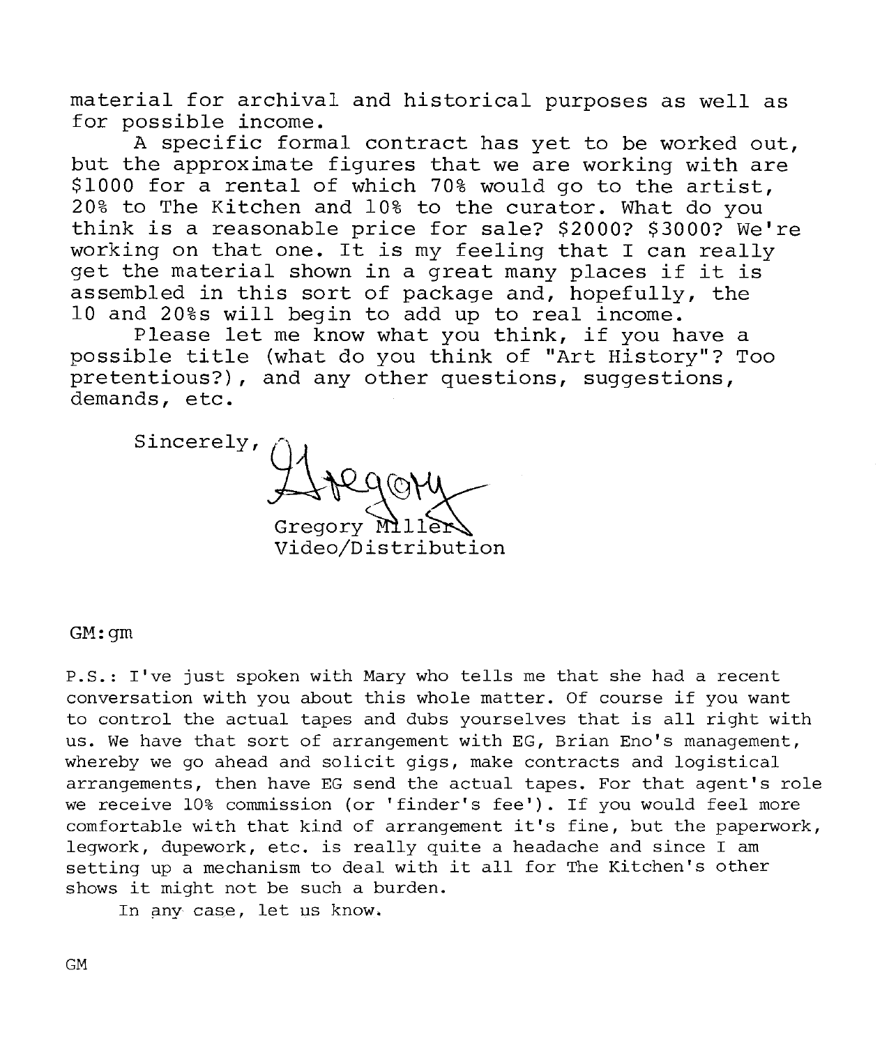material for archival and historical purposes as well as for possible income.

A specific formal contract has yet to be worked out, but the approximate figures that we are working with are $1000 for a rental of which 70% would go to the artist, 20% to The Kitchen and 10% to the curator. What do you think is a reasonable price for sale? $2000? $3000? We're working on that one. It is my feeling that I can really get the material shown in a great many places if it is assembled in this sort of package and, hopefully, the 10 and 20%s will begin to add up to real income.

Please let me know what you think, if you have a possible title (what do you think of "Art History"? Too pretentious?), and any other questions, suggestions, demands, etc.

Sincerely,

Gregory

Gregory Miller
Video/Distribution

GM:gm

P.S.: I've just spoken with Mary who tells me that she had a recent conversation with you about this whole matter. Of course if you want to control the actual tapes and dubs yourselves that is all right with us. We have that sort of arrangement with EG, Brian Eno's management, whereby we go ahead and solicit gigs, make contracts and logistical arrangements, then have EG send the actual tapes. For that agent's role we receive 10% commission (or 'finder's fee'). If you would feel more comfortable with that kind of arrangement it's fine, but the paperwork, legwork, dupework, etc. is really quite a headache and since I am setting up a mechanism to deal with it all for The Kitchen's other shows it might not be such a burden.

In any case, let us know.

GM